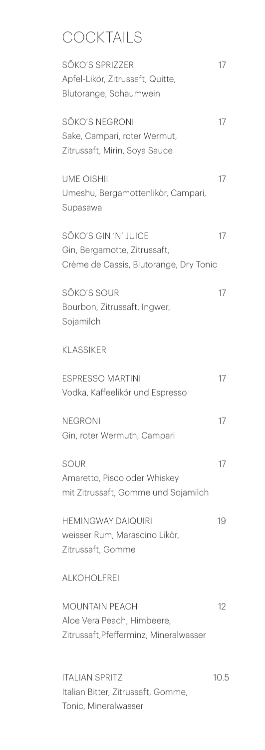# COCKTAILS

**SÕKO'S SPRIZZER** 17
Apfel-Likör, Zitrussaft, Quitte, Blutorange, Schaumwein

**SÕKO'S NEGRONI** 17
Sake, Campari, roter Wermut, Zitrussaft, Mirin, Soya Sauce

**UME OISHII** 17
Umeshu, Bergamottenlikör, Campari, Supasawa

**SÕKO'S GIN 'N' JUICE** 17
Gin, Bergamotte, Zitrussaft, Crème de Cassis, Blutorange, Dry Tonic

**SÕKO'S SOUR** 17
Bourbon, Zitrussaft, Ingwer, Sojamilch

## KLASSIKER

**ESPRESSO MARTINI** 17
Vodka, Kaffeelikör und Espresso

**NEGRONI** 17
Gin, roter Wermuth, Campari

**SOUR** 17
Amaretto, Pisco oder Whiskey mit Zitrussaft, Gomme und Sojamilch

**HEMINGWAY DAIQUIRI** 19
weisser Rum, Marascino Likör, Zitrussaft, Gomme

## ALKOHOLFREI

**MOUNTAIN PEACH** 12
Aloe Vera Peach, Himbeere, Zitrussaft,Pfefferminz, Mineralwasser

**ITALIAN SPRITZ** 10.5
Italian Bitter, Zitrussaft, Gomme, Tonic, Mineralwasser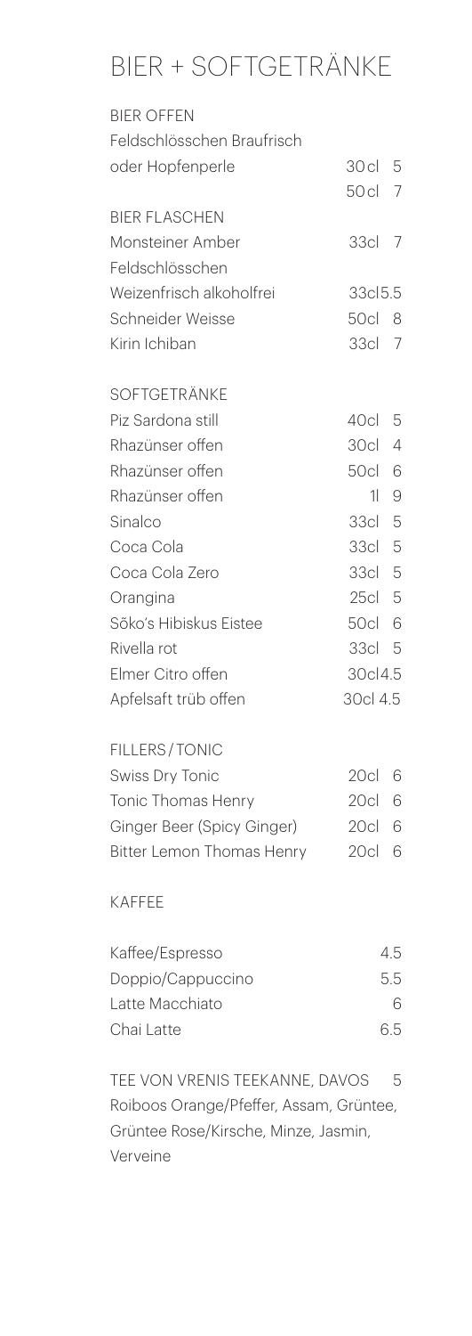# BIER + SOFTGETRÄNKE

## BIER OFFEN

| | | |
|---|---|---|
| Feldschlösschen Braufrisch oder Hopfenperle | 30cl | 5 |
| | 50cl | 7 |

## BIER FLASCHEN

| | | |
|---|---|---|
| Monsteiner Amber | 33cl | 7 |
| Feldschlösschen Weizenfrisch alkoholfrei | 33cl | 5.5 |
| Schneider Weisse | 50cl | 8 |
| Kirin Ichiban | 33cl | 7 |

## SOFTGETRÄNKE

| | | |
|---|---|---|
| Piz Sardona still | 40cl | 5 |
| Rhazünser offen | 30cl | 4 |
| Rhazünser offen | 50cl | 6 |
| Rhazünser offen | 1l | 9 |
| Sinalco | 33cl | 5 |
| Coca Cola | 33cl | 5 |
| Coca Cola Zero | 33cl | 5 |
| Orangina | 25cl | 5 |
| Sõko's Hibiskus Eistee | 50cl | 6 |
| Rivella rot | 33cl | 5 |
| Elmer Citro offen | 30cl | 4.5 |
| Apfelsaft trüb offen | 30cl | 4.5 |

## FILLERS / TONIC

| | | |
|---|---|---|
| Swiss Dry Tonic | 20cl | 6 |
| Tonic Thomas Henry | 20cl | 6 |
| Ginger Beer (Spicy Ginger) | 20cl | 6 |
| Bitter Lemon Thomas Henry | 20cl | 6 |

## KAFFEE

| | |
|---|---|
| Kaffee/Espresso | 4.5 |
| Doppio/Cappuccino | 5.5 |
| Latte Macchiato | 6 |
| Chai Latte | 6.5 |

## TEE VON VRENIS TEEKANNE, DAVOS 5

Roiboos Orange/Pfeffer, Assam, Grüntee, Grüntee Rose/Kirsche, Minze, Jasmin, Verveine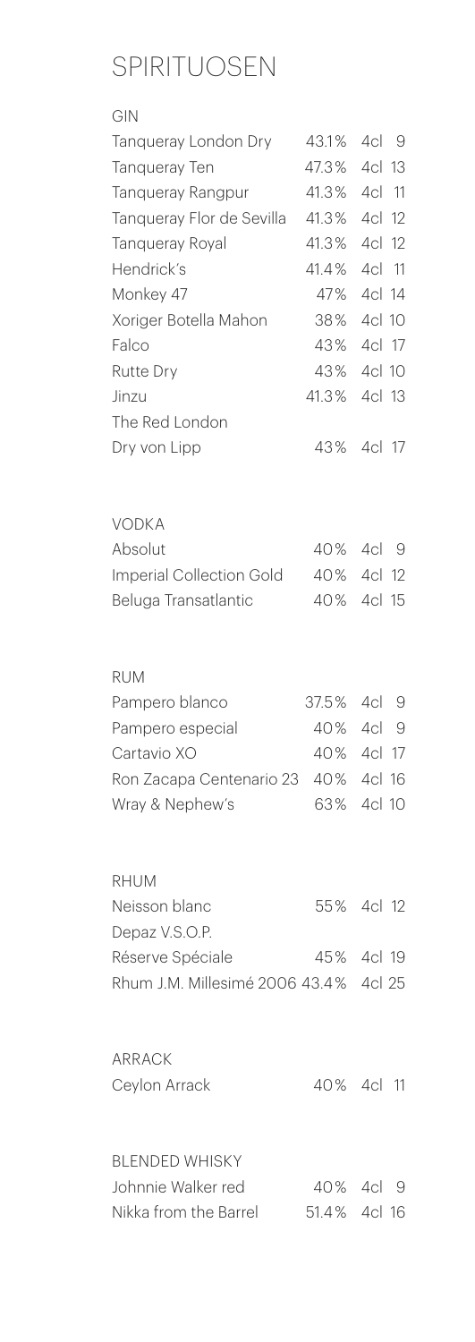# SPIRITUOSEN

## GIN

| | | | |
|---|---|---|---|
| Tanqueray London Dry | 43.1% | 4cl | 9 |
| Tanqueray Ten | 47.3% | 4cl | 13 |
| Tanqueray Rangpur | 41.3% | 4cl | 11 |
| Tanqueray Flor de Sevilla | 41.3% | 4cl | 12 |
| Tanqueray Royal | 41.3% | 4cl | 12 |
| Hendrick's | 41.4% | 4cl | 11 |
| Monkey 47 | 47% | 4cl | 14 |
| Xoriger Botella Mahon | 38% | 4cl | 10 |
| Falco | 43% | 4cl | 17 |
| Rutte Dry | 43% | 4cl | 10 |
| Jinzu | 41.3% | 4cl | 13 |
| The Red London Dry von Lipp | 43% | 4cl | 17 |

## VODKA

| | | | |
|---|---|---|---|
| Absolut | 40% | 4cl | 9 |
| Imperial Collection Gold | 40% | 4cl | 12 |
| Beluga Transatlantic | 40% | 4cl | 15 |

## RUM

| | | | |
|---|---|---|---|
| Pampero blanco | 37.5% | 4cl | 9 |
| Pampero especial | 40% | 4cl | 9 |
| Cartavio XO | 40% | 4cl | 17 |
| Ron Zacapa Centenario 23 | 40% | 4cl | 16 |
| Wray & Nephew's | 63% | 4cl | 10 |

## RHUM

| | | | |
|---|---|---|---|
| Neisson blanc | 55% | 4cl | 12 |
| Depaz V.S.O.P. Réserve Spéciale | 45% | 4cl | 19 |
| Rhum J.M. Millesimé 2006 | 43.4% | 4cl | 25 |

## ARRACK

| | | | |
|---|---|---|---|
| Ceylon Arrack | 40% | 4cl | 11 |

## BLENDED WHISKY

| | | | |
|---|---|---|---|
| Johnnie Walker red | 40% | 4cl | 9 |
| Nikka from the Barrel | 51.4% | 4cl | 16 |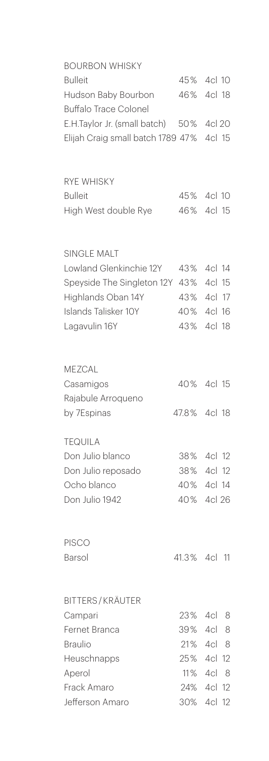## BOURBON WHISKY

| | | | |
|---|---|---|---|
| Bulleit | 45% | 4cl | 10 |
| Hudson Baby Bourbon | 46% | 4cl | 18 |
| Buffalo Trace Colonel E.H.Taylor Jr. (small batch) | 50% | 4cl | 20 |
| Elijah Craig small batch 1789 | 47% | 4cl | 15 |

## RYE WHISKY

| | | | |
|---|---|---|---|
| Bulleit | 45% | 4cl | 10 |
| High West double Rye | 46% | 4cl | 15 |

## SINGLE MALT

| | | | |
|---|---|---|---|
| Lowland Glenkinchie 12Y | 43% | 4cl | 14 |
| Speyside The Singleton 12Y | 43% | 4cl | 15 |
| Highlands Oban 14Y | 43% | 4cl | 17 |
| Islands Talisker 10Y | 40% | 4cl | 16 |
| Lagavulin 16Y | 43% | 4cl | 18 |

## MEZCAL

| | | | |
|---|---|---|---|
| Casamigos | 40% | 4cl | 15 |
| Rajabule Arroqueno by 7Espinas | 47.8% | 4cl | 18 |

## TEQUILA

| | | | |
|---|---|---|---|
| Don Julio blanco | 38% | 4cl | 12 |
| Don Julio reposado | 38% | 4cl | 12 |
| Ocho blanco | 40% | 4cl | 14 |
| Don Julio 1942 | 40% | 4cl | 26 |

## PISCO

| | | | |
|---|---|---|---|
| Barsol | 41.3% | 4cl | 11 |

## BITTERS / KRÄUTER

| | | | |
|---|---|---|---|
| Campari | 23% | 4cl | 8 |
| Fernet Branca | 39% | 4cl | 8 |
| Braulio | 21% | 4cl | 8 |
| Heuschnapps | 25% | 4cl | 12 |
| Aperol | 11% | 4cl | 8 |
| Frack Amaro | 24% | 4cl | 12 |
| Jefferson Amaro | 30% | 4cl | 12 |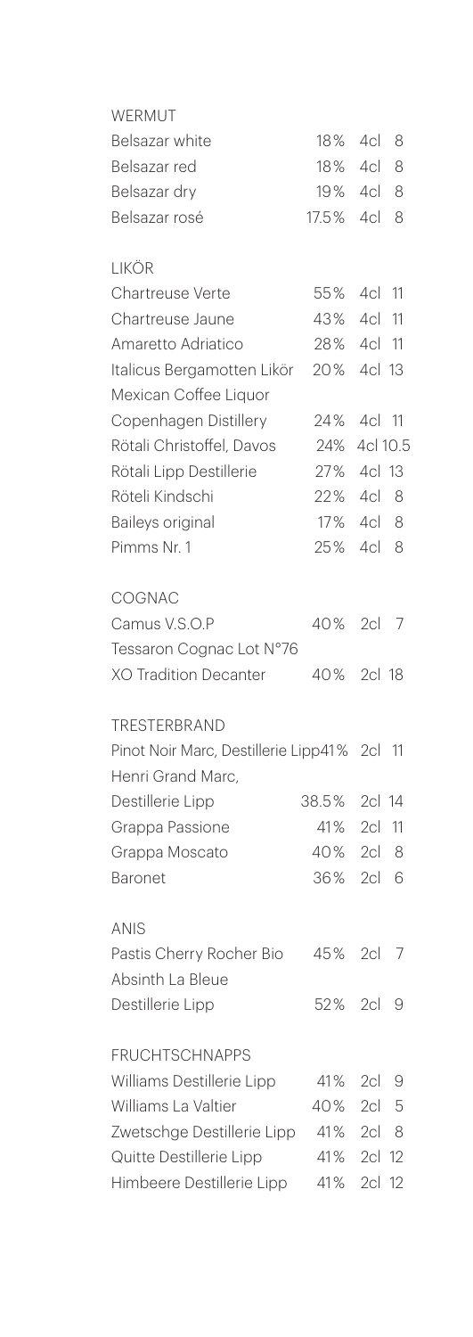## WERMUT

| | | | |
|---|---|---|---|
| Belsazar white | 18% | 4cl | 8 |
| Belsazar red | 18% | 4cl | 8 |
| Belsazar dry | 19% | 4cl | 8 |
| Belsazar rosé | 17.5% | 4cl | 8 |

## LIKÖR

| | | | |
|---|---|---|---|
| Chartreuse Verte | 55% | 4cl | 11 |
| Chartreuse Jaune | 43% | 4cl | 11 |
| Amaretto Adriatico | 28% | 4cl | 11 |
| Italicus Bergamotten Likör | 20% | 4cl | 13 |
| Mexican Coffee Liquor Copenhagen Distillery | 24% | 4cl | 11 |
| Rötali Christoffel, Davos | 24% | 4cl | 10.5 |
| Rötali Lipp Destillerie | 27% | 4cl | 13 |
| Röteli Kindschi | 22% | 4cl | 8 |
| Baileys original | 17% | 4cl | 8 |
| Pimms Nr. 1 | 25% | 4cl | 8 |

## COGNAC

| | | | |
|---|---|---|---|
| Camus V.S.O.P | 40% | 2cl | 7 |
| Tessaron Cognac Lot N°76 XO Tradition Decanter | 40% | 2cl | 18 |

## TRESTERBRAND

| | | | |
|---|---|---|---|
| Pinot Noir Marc, Destillerie Lipp | 41% | 2cl | 11 |
| Henri Grand Marc, Destillerie Lipp | 38.5% | 2cl | 14 |
| Grappa Passione | 41% | 2cl | 11 |
| Grappa Moscato | 40% | 2cl | 8 |
| Baronet | 36% | 2cl | 6 |

## ANIS

| | | | |
|---|---|---|---|
| Pastis Cherry Rocher Bio | 45% | 2cl | 7 |
| Absinth La Bleue Destillerie Lipp | 52% | 2cl | 9 |

## FRUCHTSCHNAPPS

| | | | |
|---|---|---|---|
| Williams Destillerie Lipp | 41% | 2cl | 9 |
| Williams La Valtier | 40% | 2cl | 5 |
| Zwetschge Destillerie Lipp | 41% | 2cl | 8 |
| Quitte Destillerie Lipp | 41% | 2cl | 12 |
| Himbeere Destillerie Lipp | 41% | 2cl | 12 |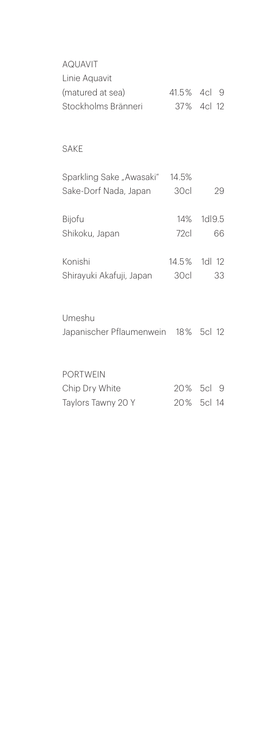## AQUAVIT

| | | | |
|---|---|---|---|
| Linie Aquavit (matured at sea) | 41.5% | 4cl | 9 |
| Stockholms Bränneri | 37% | 4cl | 12 |

## SAKE

| | | | |
|---|---|---|---|
| Sparkling Sake „Awasaki" Sake-Dorf Nada, Japan | 14.5% | 30cl | 29 |
| Bijofu Shikoku, Japan | 14% | 1dl / 72cl | 9.5 / 66 |
| Konishi Shirayuki Akafuji, Japan | 14.5% | 1dl / 30cl | 12 / 33 |

## Umeshu

| | | | |
|---|---|---|---|
| Japanischer Pflaumenwein | 18% | 5cl | 12 |

## PORTWEIN

| | | | |
|---|---|---|---|
| Chip Dry White | 20% | 5cl | 9 |
| Taylors Tawny 20 Y | 20% | 5cl | 14 |